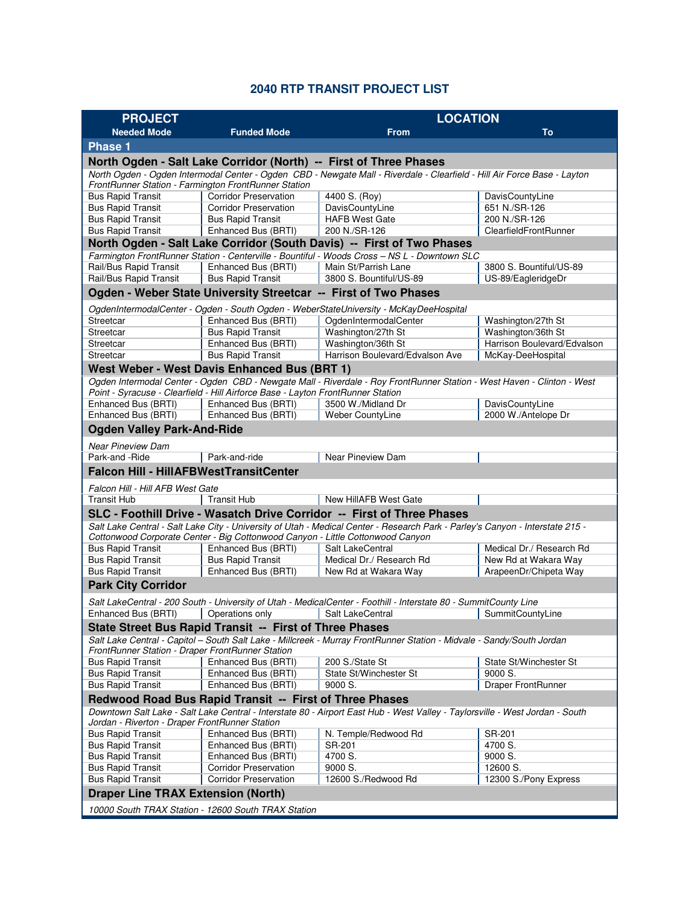# 2040 RTP TRANSIT PROJECT LIST

| PROJECT | | LOCATION | |
|---|---|---|---|
| **Needed Mode** | **Funded Mode** | **From** | **To** |
| **Phase 1** | | | |
| **North Ogden - Salt Lake Corridor (North) -- First of Three Phases** | | | |
| *North Ogden - Ogden Intermodal Center - Ogden CBD - Newgate Mall - Riverdale - Clearfield - Hill Air Force Base - Layton FrontRunner Station - Farmington FrontRunner Station* | | | |
| Bus Rapid Transit | Corridor Preservation | 4400 S. (Roy) | DavisCountyLine |
| Bus Rapid Transit | Corridor Preservation | DavisCountyLine | 651 N./SR-126 |
| Bus Rapid Transit | Bus Rapid Transit | HAFB West Gate | 200 N./SR-126 |
| Bus Rapid Transit | Enhanced Bus (BRTI) | 200 N./SR-126 | ClearfieldFrontRunner |
| **North Ogden - Salt Lake Corridor (South Davis) -- First of Two Phases** | | | |
| *Farmington FrontRunner Station - Centerville - Bountiful - Woods Cross – NS L - Downtown SLC* | | | |
| Rail/Bus Rapid Transit | Enhanced Bus (BRTI) | Main St/Parrish Lane | 3800 S. Bountiful/US-89 |
| Rail/Bus Rapid Transit | Bus Rapid Transit | 3800 S. Bountiful/US-89 | US-89/EagleridgeDr |
| **Ogden - Weber State University Streetcar -- First of Two Phases** | | | |
| *OgdenIntermodalCenter - Ogden - South Ogden - WeberStateUniversity - McKayDeeHospital* | | | |
| Streetcar | Enhanced Bus (BRTI) | OgdenIntermodalCenter | Washington/27th St |
| Streetcar | Bus Rapid Transit | Washington/27th St | Washington/36th St |
| Streetcar | Enhanced Bus (BRTI) | Washington/36th St | Harrison Boulevard/Edvalson |
| Streetcar | Bus Rapid Transit | Harrison Boulevard/Edvalson Ave | McKay-DeeHospital |
| **West Weber - West Davis Enhanced Bus (BRT 1)** | | | |
| *Ogden Intermodal Center - Ogden CBD - Newgate Mall - Riverdale - Roy FrontRunner Station - West Haven - Clinton - West Point - Syracuse - Clearfield - Hill Airforce Base - Layton FrontRunner Station* | | | |
| Enhanced Bus (BRTI) | Enhanced Bus (BRTI) | 3500 W./Midland Dr | DavisCountyLine |
| Enhanced Bus (BRTI) | Enhanced Bus (BRTI) | Weber CountyLine | 2000 W./Antelope Dr |
| **Ogden Valley Park-And-Ride** | | | |
| *Near Pineview Dam* | | | |
| Park-and -Ride | Park-and-ride | Near Pineview Dam | |
| **Falcon Hill - HillAFBWestTransitCenter** | | | |
| *Falcon Hill - Hill AFB West Gate* | | | |
| Transit Hub | Transit Hub | New HillAFB West Gate | |
| **SLC - Foothill Drive - Wasatch Drive Corridor -- First of Three Phases** | | | |
| *Salt Lake Central - Salt Lake City - University of Utah - Medical Center - Research Park - Parley's Canyon - Interstate 215 - Cottonwood Corporate Center - Big Cottonwood Canyon - Little Cottonwood Canyon* | | | |
| Bus Rapid Transit | Enhanced Bus (BRTI) | Salt LakeCentral | Medical Dr./ Research Rd |
| Bus Rapid Transit | Bus Rapid Transit | Medical Dr./ Research Rd | New Rd at Wakara Way |
| Bus Rapid Transit | Enhanced Bus (BRTI) | New Rd at Wakara Way | ArapeenDr/Chipeta Way |
| **Park City Corridor** | | | |
| *Salt LakeCentral - 200 South - University of Utah - MedicalCenter - Foothill - Interstate 80 - SummitCounty Line* | | | |
| Enhanced Bus (BRTI) | Operations only | Salt LakeCentral | SummitCountyLine |
| **State Street Bus Rapid Transit -- First of Three Phases** | | | |
| *Salt Lake Central - Capitol – South Salt Lake - Millcreek - Murray FrontRunner Station - Midvale - Sandy/South Jordan FrontRunner Station - Draper FrontRunner Station* | | | |
| Bus Rapid Transit | Enhanced Bus (BRTI) | 200 S./State St | State St/Winchester St |
| Bus Rapid Transit | Enhanced Bus (BRTI) | State St/Winchester St | 9000 S. |
| Bus Rapid Transit | Enhanced Bus (BRTI) | 9000 S. | Draper FrontRunner |
| **Redwood Road Bus Rapid Transit -- First of Three Phases** | | | |
| *Downtown Salt Lake - Salt Lake Central - Interstate 80 - Airport East Hub - West Valley - Taylorsville - West Jordan - South Jordan - Riverton - Draper FrontRunner Station* | | | |
| Bus Rapid Transit | Enhanced Bus (BRTI) | N. Temple/Redwood Rd | SR-201 |
| Bus Rapid Transit | Enhanced Bus (BRTI) | SR-201 | 4700 S. |
| Bus Rapid Transit | Enhanced Bus (BRTI) | 4700 S. | 9000 S. |
| Bus Rapid Transit | Corridor Preservation | 9000 S. | 12600 S. |
| Bus Rapid Transit | Corridor Preservation | 12600 S./Redwood Rd | 12300 S./Pony Express |
| **Draper Line TRAX Extension (North)** | | | |
| *10000 South TRAX Station - 12600 South TRAX Station* | | | |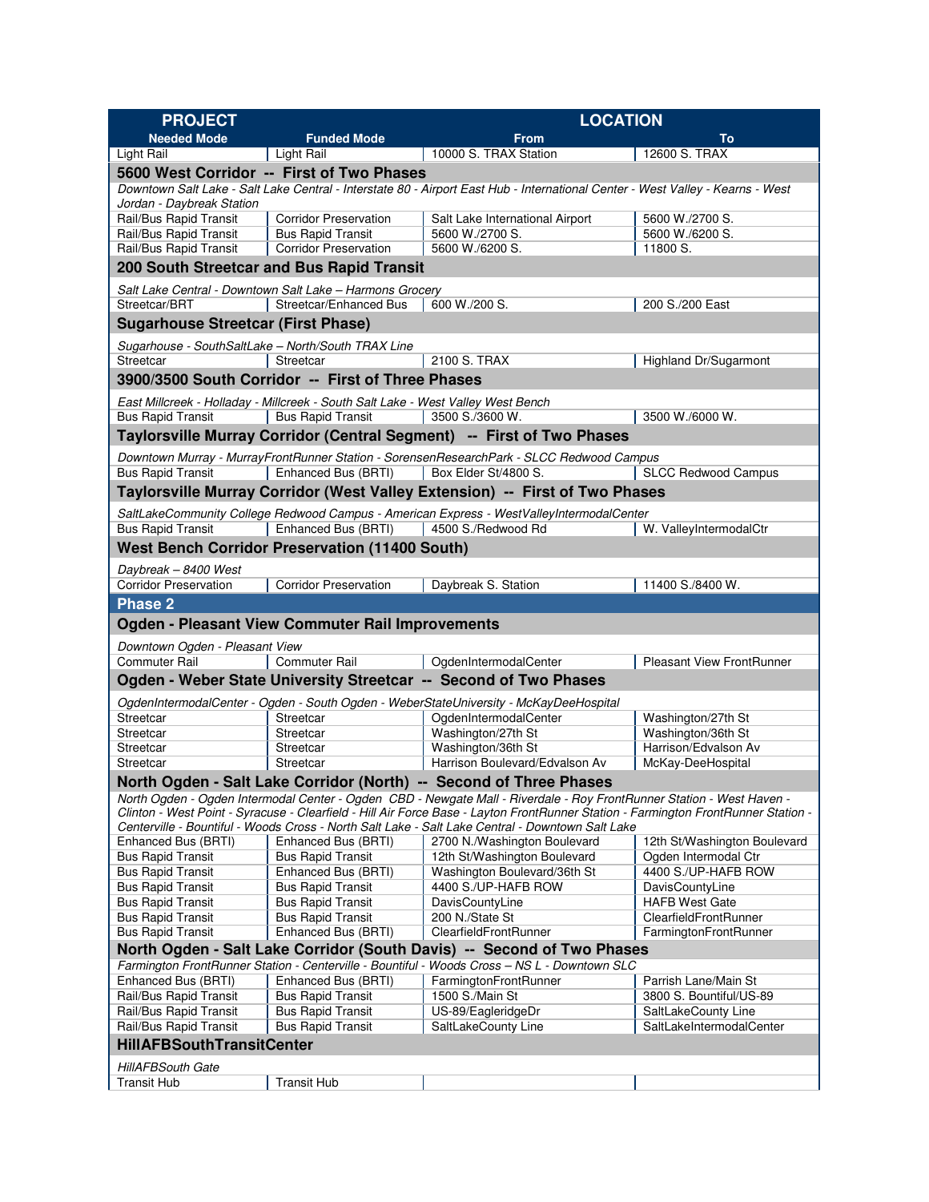| PROJECT | | LOCATION | |
|---|---|---|---|
| Needed Mode | Funded Mode | From | To |
| Light Rail | Light Rail | 10000 S. TRAX Station | 12600 S. TRAX |
| **5600 West Corridor -- First of Two Phases** | | | |
| *Downtown Salt Lake - Salt Lake Central - Interstate 80 - Airport East Hub - International Center - West Valley - Kearns - West Jordan - Daybreak Station* | | | |
| Rail/Bus Rapid Transit | Corridor Preservation | Salt Lake International Airport | 5600 W./2700 S. |
| Rail/Bus Rapid Transit | Bus Rapid Transit | 5600 W./2700 S. | 5600 W./6200 S. |
| Rail/Bus Rapid Transit | Corridor Preservation | 5600 W./6200 S. | 11800 S. |
| **200 South Streetcar and Bus Rapid Transit** | | | |
| *Salt Lake Central - Downtown Salt Lake – Harmons Grocery* | | | |
| Streetcar/BRT | Streetcar/Enhanced Bus | 600 W./200 S. | 200 S./200 East |
| **Sugarhouse Streetcar (First Phase)** | | | |
| *Sugarhouse - SouthSaltLake – North/South TRAX Line* | | | |
| Streetcar | Streetcar | 2100 S. TRAX | Highland Dr/Sugarmont |
| **3900/3500 South Corridor -- First of Three Phases** | | | |
| *East Millcreek - Holladay - Millcreek - South Salt Lake - West Valley West Bench* | | | |
| Bus Rapid Transit | Bus Rapid Transit | 3500 S./3600 W. | 3500 W./6000 W. |
| **Taylorsville Murray Corridor (Central Segment) -- First of Two Phases** | | | |
| *Downtown Murray - MurrayFrontRunner Station - SorensenResearchPark - SLCC Redwood Campus* | | | |
| Bus Rapid Transit | Enhanced Bus (BRTI) | Box Elder St/4800 S. | SLCC Redwood Campus |
| **Taylorsville Murray Corridor (West Valley Extension) -- First of Two Phases** | | | |
| *SaltLakeCommunity College Redwood Campus - American Express - WestValleyIntermodalCenter* | | | |
| Bus Rapid Transit | Enhanced Bus (BRTI) | 4500 S./Redwood Rd | W. ValleyIntermodalCtr |
| **West Bench Corridor Preservation (11400 South)** | | | |
| *Daybreak – 8400 West* | | | |
| Corridor Preservation | Corridor Preservation | Daybreak S. Station | 11400 S./8400 W. |
| **Phase 2** | | | |
| **Ogden - Pleasant View Commuter Rail Improvements** | | | |
| *Downtown Ogden - Pleasant View* | | | |
| Commuter Rail | Commuter Rail | OgdenIntermodalCenter | Pleasant View FrontRunner |
| **Ogden - Weber State University Streetcar -- Second of Two Phases** | | | |
| *OgdenIntermodalCenter - Ogden - South Ogden - WeberStateUniversity - McKayDeeHospital* | | | |
| Streetcar | Streetcar | OgdenIntermodalCenter | Washington/27th St |
| Streetcar | Streetcar | Washington/27th St | Washington/36th St |
| Streetcar | Streetcar | Washington/36th St | Harrison/Edvalson Av |
| Streetcar | Streetcar | Harrison Boulevard/Edvalson Av | McKay-DeeHospital |
| **North Ogden - Salt Lake Corridor (North) -- Second of Three Phases** | | | |
| *North Ogden - Ogden Intermodal Center - Ogden CBD - Newgate Mall - Riverdale - Roy FrontRunner Station - West Haven - Clinton - West Point - Syracuse - Clearfield - Hill Air Force Base - Layton FrontRunner Station - Farmington FrontRunner Station - Centerville - Bountiful - Woods Cross - North Salt Lake - Salt Lake Central - Downtown Salt Lake* | | | |
| Enhanced Bus (BRTI) | Enhanced Bus (BRTI) | 2700 N./Washington Boulevard | 12th St/Washington Boulevard |
| Bus Rapid Transit | Bus Rapid Transit | 12th St/Washington Boulevard | Ogden Intermodal Ctr |
| Bus Rapid Transit | Enhanced Bus (BRTI) | Washington Boulevard/36th St | 4400 S./UP-HAFB ROW |
| Bus Rapid Transit | Bus Rapid Transit | 4400 S./UP-HAFB ROW | DavisCountyLine |
| Bus Rapid Transit | Bus Rapid Transit | DavisCountyLine | HAFB West Gate |
| Bus Rapid Transit | Bus Rapid Transit | 200 N./State St | ClearfieldFrontRunner |
| Bus Rapid Transit | Enhanced Bus (BRTI) | ClearfieldFrontRunner | FarmingtonFrontRunner |
| **North Ogden - Salt Lake Corridor (South Davis) -- Second of Two Phases** | | | |
| *Farmington FrontRunner Station - Centerville - Bountiful - Woods Cross – NS L - Downtown SLC* | | | |
| Enhanced Bus (BRTI) | Enhanced Bus (BRTI) | FarmingtonFrontRunner | Parrish Lane/Main St |
| Rail/Bus Rapid Transit | Bus Rapid Transit | 1500 S./Main St | 3800 S. Bountiful/US-89 |
| Rail/Bus Rapid Transit | Bus Rapid Transit | US-89/EagleridgeDr | SaltLakeCounty Line |
| Rail/Bus Rapid Transit | Bus Rapid Transit | SaltLakeCounty Line | SaltLakeIntermodalCenter |
| **HillAFBSouthTransitCenter** | | | |
| *HillAFBSouth Gate* | | | |
| Transit Hub | Transit Hub | | |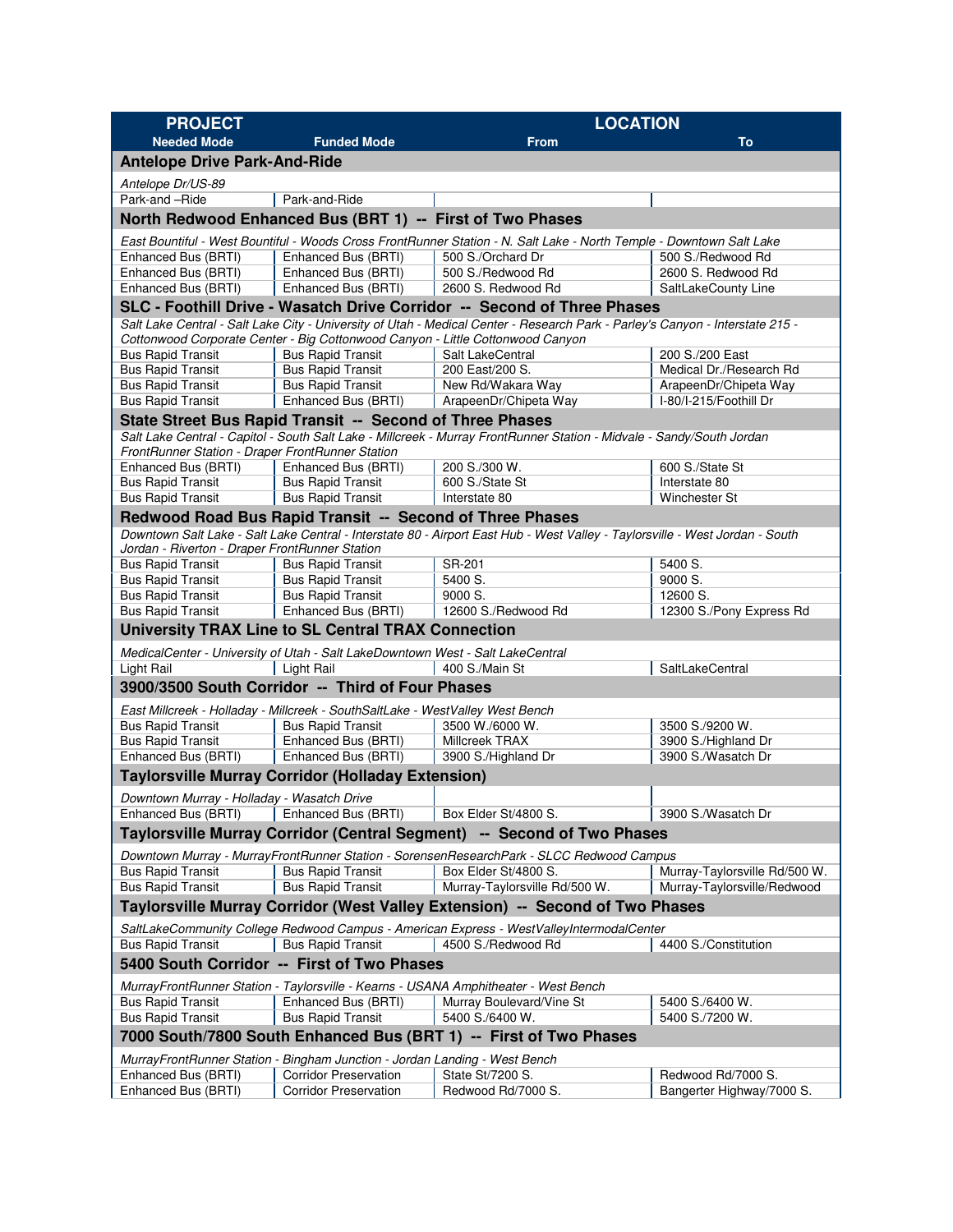| PROJECT | | LOCATION | |
|---|---|---|---|
| Needed Mode | Funded Mode | From | To |
| **Antelope Drive Park-And-Ride** | | | |
| *Antelope Dr/US-89* | | | |
| Park-and –Ride | Park-and-Ride | | |
| **North Redwood Enhanced Bus (BRT 1) -- First of Two Phases** | | | |
| *East Bountiful - West Bountiful - Woods Cross FrontRunner Station - N. Salt Lake - North Temple - Downtown Salt Lake* | | | |
| Enhanced Bus (BRTI) | Enhanced Bus (BRTI) | 500 S./Orchard Dr | 500 S./Redwood Rd |
| Enhanced Bus (BRTI) | Enhanced Bus (BRTI) | 500 S./Redwood Rd | 2600 S. Redwood Rd |
| Enhanced Bus (BRTI) | Enhanced Bus (BRTI) | 2600 S. Redwood Rd | SaltLakeCounty Line |
| **SLC - Foothill Drive - Wasatch Drive Corridor -- Second of Three Phases** | | | |
| *Salt Lake Central - Salt Lake City - University of Utah - Medical Center - Research Park - Parley's Canyon - Interstate 215 - Cottonwood Corporate Center - Big Cottonwood Canyon - Little Cottonwood Canyon* | | | |
| Bus Rapid Transit | Bus Rapid Transit | Salt LakeCentral | 200 S./200 East |
| Bus Rapid Transit | Bus Rapid Transit | 200 East/200 S. | Medical Dr./Research Rd |
| Bus Rapid Transit | Bus Rapid Transit | New Rd/Wakara Way | ArapeenDr/Chipeta Way |
| Bus Rapid Transit | Enhanced Bus (BRTI) | ArapeenDr/Chipeta Way | I-80/I-215/Foothill Dr |
| **State Street Bus Rapid Transit -- Second of Three Phases** | | | |
| *Salt Lake Central - Capitol - South Salt Lake - Millcreek - Murray FrontRunner Station - Midvale - Sandy/South Jordan FrontRunner Station - Draper FrontRunner Station* | | | |
| Enhanced Bus (BRTI) | Enhanced Bus (BRTI) | 200 S./300 W. | 600 S./State St |
| Bus Rapid Transit | Bus Rapid Transit | 600 S./State St | Interstate 80 |
| Bus Rapid Transit | Bus Rapid Transit | Interstate 80 | Winchester St |
| **Redwood Road Bus Rapid Transit -- Second of Three Phases** | | | |
| *Downtown Salt Lake - Salt Lake Central - Interstate 80 - Airport East Hub - West Valley - Taylorsville - West Jordan - South Jordan - Riverton - Draper FrontRunner Station* | | | |
| Bus Rapid Transit | Bus Rapid Transit | SR-201 | 5400 S. |
| Bus Rapid Transit | Bus Rapid Transit | 5400 S. | 9000 S. |
| Bus Rapid Transit | Bus Rapid Transit | 9000 S. | 12600 S. |
| Bus Rapid Transit | Enhanced Bus (BRTI) | 12600 S./Redwood Rd | 12300 S./Pony Express Rd |
| **University TRAX Line to SL Central TRAX Connection** | | | |
| *MedicalCenter - University of Utah - Salt LakeDowntown West - Salt LakeCentral* | | | |
| Light Rail | Light Rail | 400 S./Main St | SaltLakeCentral |
| **3900/3500 South Corridor -- Third of Four Phases** | | | |
| *East Millcreek - Holladay - Millcreek - SouthSaltLake - WestValley West Bench* | | | |
| Bus Rapid Transit | Bus Rapid Transit | 3500 W./6000 W. | 3500 S./9200 W. |
| Bus Rapid Transit | Enhanced Bus (BRTI) | Millcreek TRAX | 3900 S./Highland Dr |
| Enhanced Bus (BRTI) | Enhanced Bus (BRTI) | 3900 S./Highland Dr | 3900 S./Wasatch Dr |
| **Taylorsville Murray Corridor (Holladay Extension)** | | | |
| *Downtown Murray - Holladay - Wasatch Drive* | | | |
| Enhanced Bus (BRTI) | Enhanced Bus (BRTI) | Box Elder St/4800 S. | 3900 S./Wasatch Dr |
| **Taylorsville Murray Corridor (Central Segment) -- Second of Two Phases** | | | |
| *Downtown Murray - MurrayFrontRunner Station - SorensenResearchPark - SLCC Redwood Campus* | | | |
| Bus Rapid Transit | Bus Rapid Transit | Box Elder St/4800 S. | Murray-Taylorsville Rd/500 W. |
| Bus Rapid Transit | Bus Rapid Transit | Murray-Taylorsville Rd/500 W. | Murray-Taylorsville/Redwood |
| **Taylorsville Murray Corridor (West Valley Extension) -- Second of Two Phases** | | | |
| *SaltLakeCommunity College Redwood Campus - American Express - WestValleyIntermodalCenter* | | | |
| Bus Rapid Transit | Bus Rapid Transit | 4500 S./Redwood Rd | 4400 S./Constitution |
| **5400 South Corridor -- First of Two Phases** | | | |
| *MurrayFrontRunner Station - Taylorsville - Kearns - USANA Amphitheater - West Bench* | | | |
| Bus Rapid Transit | Enhanced Bus (BRTI) | Murray Boulevard/Vine St | 5400 S./6400 W. |
| Bus Rapid Transit | Bus Rapid Transit | 5400 S./6400 W. | 5400 S./7200 W. |
| **7000 South/7800 South Enhanced Bus (BRT 1) -- First of Two Phases** | | | |
| *MurrayFrontRunner Station - Bingham Junction - Jordan Landing - West Bench* | | | |
| Enhanced Bus (BRTI) | Corridor Preservation | State St/7200 S. | Redwood Rd/7000 S. |
| Enhanced Bus (BRTI) | Corridor Preservation | Redwood Rd/7000 S. | Bangerter Highway/7000 S. |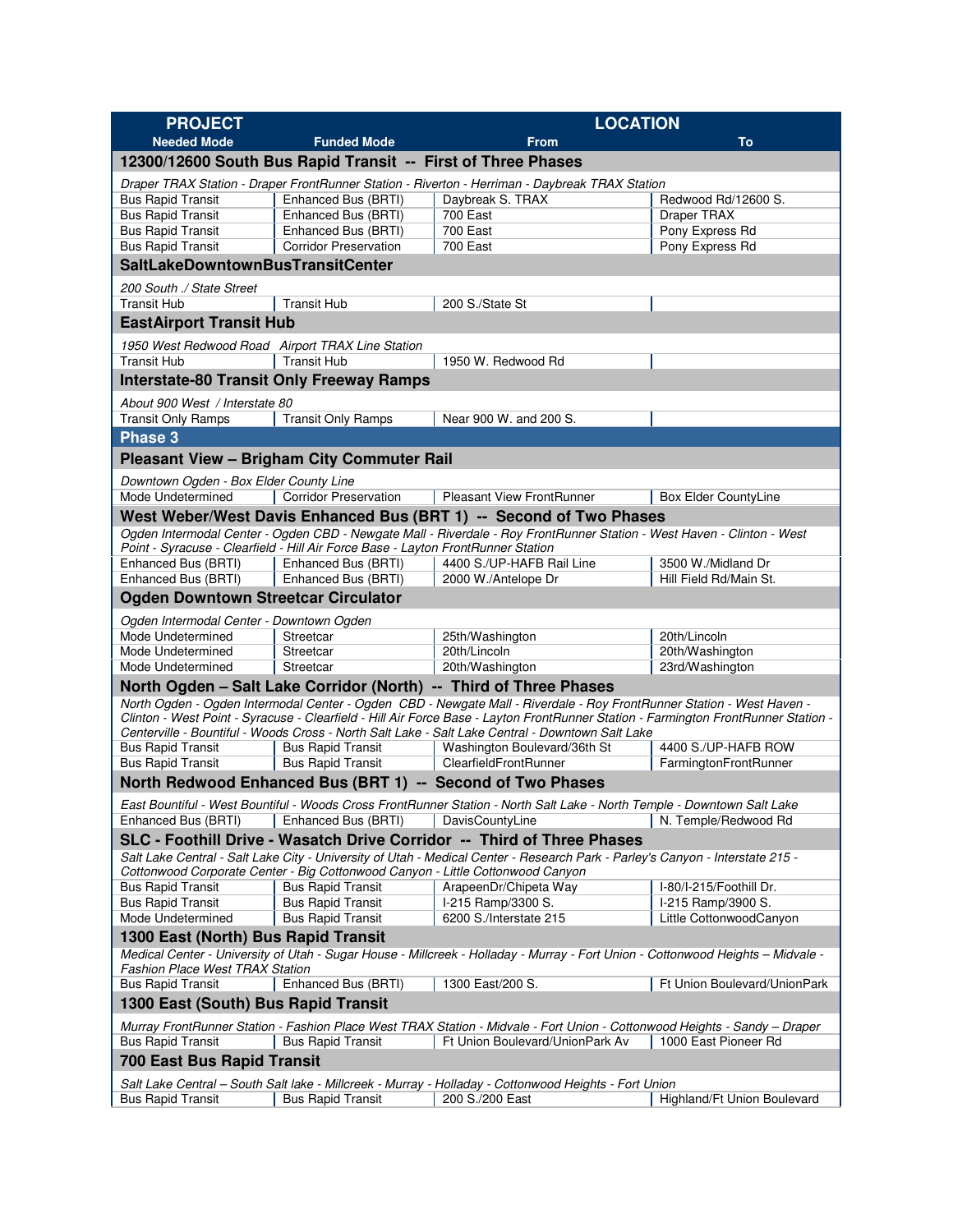| PROJECT | | LOCATION | |
|---|---|---|---|
| Needed Mode | Funded Mode | From | To |
| **12300/12600 South Bus Rapid Transit -- First of Three Phases** | | | |
| *Draper TRAX Station - Draper FrontRunner Station - Riverton - Herriman - Daybreak TRAX Station* | | | |
| Bus Rapid Transit | Enhanced Bus (BRTI) | Daybreak S. TRAX | Redwood Rd/12600 S. |
| Bus Rapid Transit | Enhanced Bus (BRTI) | 700 East | Draper TRAX |
| Bus Rapid Transit | Enhanced Bus (BRTI) | 700 East | Pony Express Rd |
| Bus Rapid Transit | Corridor Preservation | 700 East | Pony Express Rd |
| **SaltLakeDowntownBusTransitCenter** | | | |
| *200 South ./ State Street* | | | |
| Transit Hub | Transit Hub | 200 S./State St | |
| **EastAirport Transit Hub** | | | |
| *1950 West Redwood Road Airport TRAX Line Station* | | | |
| Transit Hub | Transit Hub | 1950 W. Redwood Rd | |
| **Interstate-80 Transit Only Freeway Ramps** | | | |
| *About 900 West / Interstate 80* | | | |
| Transit Only Ramps | Transit Only Ramps | Near 900 W. and 200 S. | |
| **Phase 3** | | | |
| **Pleasant View – Brigham City Commuter Rail** | | | |
| *Downtown Ogden - Box Elder County Line* | | | |
| Mode Undetermined | Corridor Preservation | Pleasant View FrontRunner | Box Elder CountyLine |
| **West Weber/West Davis Enhanced Bus (BRT 1) -- Second of Two Phases** | | | |
| *Ogden Intermodal Center - Ogden CBD - Newgate Mall - Riverdale - Roy FrontRunner Station - West Haven - Clinton - West Point - Syracuse - Clearfield - Hill Air Force Base - Layton FrontRunner Station* | | | |
| Enhanced Bus (BRTI) | Enhanced Bus (BRTI) | 4400 S./UP-HAFB Rail Line | 3500 W./Midland Dr |
| Enhanced Bus (BRTI) | Enhanced Bus (BRTI) | 2000 W./Antelope Dr | Hill Field Rd/Main St. |
| **Ogden Downtown Streetcar Circulator** | | | |
| *Ogden Intermodal Center - Downtown Ogden* | | | |
| Mode Undetermined | Streetcar | 25th/Washington | 20th/Lincoln |
| Mode Undetermined | Streetcar | 20th/Lincoln | 20th/Washington |
| Mode Undetermined | Streetcar | 20th/Washington | 23rd/Washington |
| **North Ogden – Salt Lake Corridor (North) -- Third of Three Phases** | | | |
| *North Ogden - Ogden Intermodal Center - Ogden CBD - Newgate Mall - Riverdale - Roy FrontRunner Station - West Haven - Clinton - West Point - Syracuse - Clearfield - Hill Air Force Base - Layton FrontRunner Station - Farmington FrontRunner Station - Centerville - Bountiful - Woods Cross - North Salt Lake - Salt Lake Central - Downtown Salt Lake* | | | |
| Bus Rapid Transit | Bus Rapid Transit | Washington Boulevard/36th St | 4400 S./UP-HAFB ROW |
| Bus Rapid Transit | Bus Rapid Transit | ClearfieldFrontRunner | FarmingtonFrontRunner |
| **North Redwood Enhanced Bus (BRT 1) -- Second of Two Phases** | | | |
| *East Bountiful - West Bountiful - Woods Cross FrontRunner Station - North Salt Lake - North Temple - Downtown Salt Lake* | | | |
| Enhanced Bus (BRTI) | Enhanced Bus (BRTI) | DavisCountyLine | N. Temple/Redwood Rd |
| **SLC - Foothill Drive - Wasatch Drive Corridor -- Third of Three Phases** | | | |
| *Salt Lake Central - Salt Lake City - University of Utah - Medical Center - Research Park - Parley's Canyon - Interstate 215 - Cottonwood Corporate Center - Big Cottonwood Canyon - Little Cottonwood Canyon* | | | |
| Bus Rapid Transit | Bus Rapid Transit | ArapeenDr/Chipeta Way | I-80/I-215/Foothill Dr. |
| Bus Rapid Transit | Bus Rapid Transit | I-215 Ramp/3300 S. | I-215 Ramp/3900 S. |
| Mode Undetermined | Bus Rapid Transit | 6200 S./Interstate 215 | Little CottonwoodCanyon |
| **1300 East (North) Bus Rapid Transit** | | | |
| *Medical Center - University of Utah - Sugar House - Millcreek - Holladay - Murray - Fort Union - Cottonwood Heights – Midvale - Fashion Place West TRAX Station* | | | |
| Bus Rapid Transit | Enhanced Bus (BRTI) | 1300 East/200 S. | Ft Union Boulevard/UnionPark |
| **1300 East (South) Bus Rapid Transit** | | | |
| *Murray FrontRunner Station - Fashion Place West TRAX Station - Midvale - Fort Union - Cottonwood Heights - Sandy – Draper* | | | |
| Bus Rapid Transit | Bus Rapid Transit | Ft Union Boulevard/UnionPark Av | 1000 East Pioneer Rd |
| **700 East Bus Rapid Transit** | | | |
| *Salt Lake Central – South Salt lake - Millcreek - Murray - Holladay - Cottonwood Heights - Fort Union* | | | |
| Bus Rapid Transit | Bus Rapid Transit | 200 S./200 East | Highland/Ft Union Boulevard |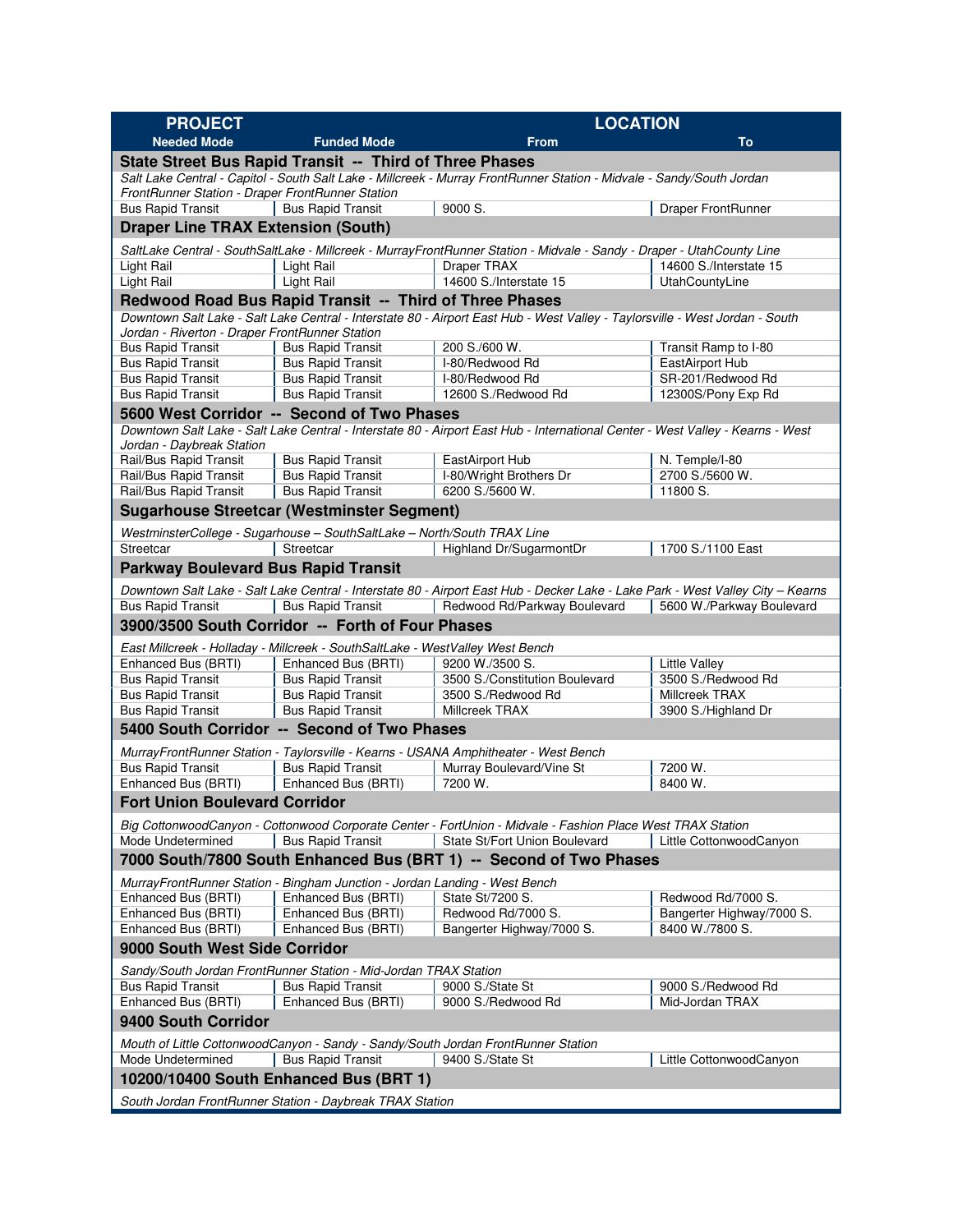| PROJECT | | LOCATION | |
|---|---|---|---|
| **Needed Mode** | **Funded Mode** | **From** | **To** |
| **State Street Bus Rapid Transit -- Third of Three Phases** | | | |
| *Salt Lake Central - Capitol - South Salt Lake - Millcreek - Murray FrontRunner Station - Midvale - Sandy/South Jordan FrontRunner Station - Draper FrontRunner Station* | | | |
| Bus Rapid Transit | Bus Rapid Transit | 9000 S. | Draper FrontRunner |
| **Draper Line TRAX Extension (South)** | | | |
| *SaltLake Central - SouthSaltLake - Millcreek - MurrayFrontRunner Station - Midvale - Sandy - Draper - UtahCounty Line* | | | |
| Light Rail | Light Rail | Draper TRAX | 14600 S./Interstate 15 |
| Light Rail | Light Rail | 14600 S./Interstate 15 | UtahCountyLine |
| **Redwood Road Bus Rapid Transit -- Third of Three Phases** | | | |
| *Downtown Salt Lake - Salt Lake Central - Interstate 80 - Airport East Hub - West Valley - Taylorsville - West Jordan - South Jordan - Riverton - Draper FrontRunner Station* | | | |
| Bus Rapid Transit | Bus Rapid Transit | 200 S./600 W. | Transit Ramp to I-80 |
| Bus Rapid Transit | Bus Rapid Transit | I-80/Redwood Rd | EastAirport Hub |
| Bus Rapid Transit | Bus Rapid Transit | I-80/Redwood Rd | SR-201/Redwood Rd |
| Bus Rapid Transit | Bus Rapid Transit | 12600 S./Redwood Rd | 12300S/Pony Exp Rd |
| **5600 West Corridor -- Second of Two Phases** | | | |
| *Downtown Salt Lake - Salt Lake Central - Interstate 80 - Airport East Hub - International Center - West Valley - Kearns - West Jordan - Daybreak Station* | | | |
| Rail/Bus Rapid Transit | Bus Rapid Transit | EastAirport Hub | N. Temple/I-80 |
| Rail/Bus Rapid Transit | Bus Rapid Transit | I-80/Wright Brothers Dr | 2700 S./5600 W. |
| Rail/Bus Rapid Transit | Bus Rapid Transit | 6200 S./5600 W. | 11800 S. |
| **Sugarhouse Streetcar (Westminster Segment)** | | | |
| *WestminsterCollege - Sugarhouse – SouthSaltLake – North/South TRAX Line* | | | |
| Streetcar | Streetcar | Highland Dr/SugarmontDr | 1700 S./1100 East |
| **Parkway Boulevard Bus Rapid Transit** | | | |
| *Downtown Salt Lake - Salt Lake Central - Interstate 80 - Airport East Hub - Decker Lake - Lake Park - West Valley City – Kearns* | | | |
| Bus Rapid Transit | Bus Rapid Transit | Redwood Rd/Parkway Boulevard | 5600 W./Parkway Boulevard |
| **3900/3500 South Corridor -- Forth of Four Phases** | | | |
| *East Millcreek - Holladay - Millcreek - SouthSaltLake - WestValley West Bench* | | | |
| Enhanced Bus (BRTI) | Enhanced Bus (BRTI) | 9200 W./3500 S. | Little Valley |
| Bus Rapid Transit | Bus Rapid Transit | 3500 S./Constitution Boulevard | 3500 S./Redwood Rd |
| Bus Rapid Transit | Bus Rapid Transit | 3500 S./Redwood Rd | Millcreek TRAX |
| Bus Rapid Transit | Bus Rapid Transit | Millcreek TRAX | 3900 S./Highland Dr |
| **5400 South Corridor -- Second of Two Phases** | | | |
| *MurrayFrontRunner Station - Taylorsville - Kearns - USANA Amphitheater - West Bench* | | | |
| Bus Rapid Transit | Bus Rapid Transit | Murray Boulevard/Vine St | 7200 W. |
| Enhanced Bus (BRTI) | Enhanced Bus (BRTI) | 7200 W. | 8400 W. |
| **Fort Union Boulevard Corridor** | | | |
| *Big CottonwoodCanyon - Cottonwood Corporate Center - FortUnion - Midvale - Fashion Place West TRAX Station* | | | |
| Mode Undetermined | Bus Rapid Transit | State St/Fort Union Boulevard | Little CottonwoodCanyon |
| **7000 South/7800 South Enhanced Bus (BRT 1) -- Second of Two Phases** | | | |
| *MurrayFrontRunner Station - Bingham Junction - Jordan Landing - West Bench* | | | |
| Enhanced Bus (BRTI) | Enhanced Bus (BRTI) | State St/7200 S. | Redwood Rd/7000 S. |
| Enhanced Bus (BRTI) | Enhanced Bus (BRTI) | Redwood Rd/7000 S. | Bangerter Highway/7000 S. |
| Enhanced Bus (BRTI) | Enhanced Bus (BRTI) | Bangerter Highway/7000 S. | 8400 W./7800 S. |
| **9000 South West Side Corridor** | | | |
| *Sandy/South Jordan FrontRunner Station - Mid-Jordan TRAX Station* | | | |
| Bus Rapid Transit | Bus Rapid Transit | 9000 S./State St | 9000 S./Redwood Rd |
| Enhanced Bus (BRTI) | Enhanced Bus (BRTI) | 9000 S./Redwood Rd | Mid-Jordan TRAX |
| **9400 South Corridor** | | | |
| *Mouth of Little CottonwoodCanyon - Sandy - Sandy/South Jordan FrontRunner Station* | | | |
| Mode Undetermined | Bus Rapid Transit | 9400 S./State St | Little CottonwoodCanyon |
| **10200/10400 South Enhanced Bus (BRT 1)** | | | |
| *South Jordan FrontRunner Station - Daybreak TRAX Station* | | | |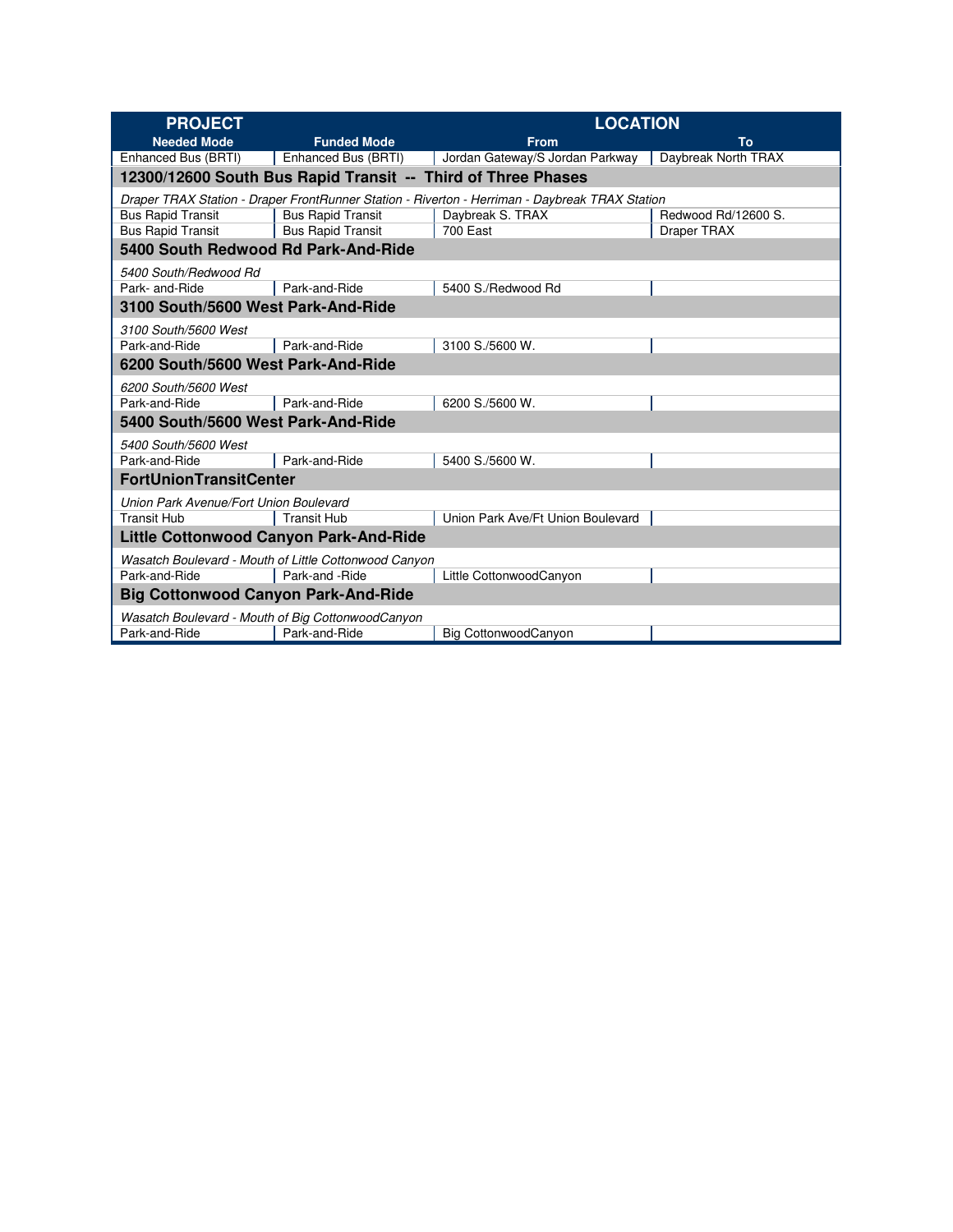| PROJECT | | LOCATION | |
|---|---|---|---|
| Needed Mode | Funded Mode | From | To |
| Enhanced Bus (BRTI) | Enhanced Bus (BRTI) | Jordan Gateway/S Jordan Parkway | Daybreak North TRAX |
| **12300/12600 South Bus Rapid Transit -- Third of Three Phases** | | | |
| *Draper TRAX Station - Draper FrontRunner Station - Riverton - Herriman - Daybreak TRAX Station* | | | |
| Bus Rapid Transit | Bus Rapid Transit | Daybreak S. TRAX | Redwood Rd/12600 S. |
| Bus Rapid Transit | Bus Rapid Transit | 700 East | Draper TRAX |
| **5400 South Redwood Rd Park-And-Ride** | | | |
| *5400 South/Redwood Rd* | | | |
| Park- and-Ride | Park-and-Ride | 5400 S./Redwood Rd | |
| **3100 South/5600 West Park-And-Ride** | | | |
| *3100 South/5600 West* | | | |
| Park-and-Ride | Park-and-Ride | 3100 S./5600 W. | |
| **6200 South/5600 West Park-And-Ride** | | | |
| *6200 South/5600 West* | | | |
| Park-and-Ride | Park-and-Ride | 6200 S./5600 W. | |
| **5400 South/5600 West Park-And-Ride** | | | |
| *5400 South/5600 West* | | | |
| Park-and-Ride | Park-and-Ride | 5400 S./5600 W. | |
| **FortUnionTransitCenter** | | | |
| *Union Park Avenue/Fort Union Boulevard* | | | |
| Transit Hub | Transit Hub | Union Park Ave/Ft Union Boulevard | |
| **Little Cottonwood Canyon Park-And-Ride** | | | |
| *Wasatch Boulevard - Mouth of Little Cottonwood Canyon* | | | |
| Park-and-Ride | Park-and -Ride | Little CottonwoodCanyon | |
| **Big Cottonwood Canyon Park-And-Ride** | | | |
| *Wasatch Boulevard - Mouth of Big CottonwoodCanyon* | | | |
| Park-and-Ride | Park-and-Ride | Big CottonwoodCanyon | |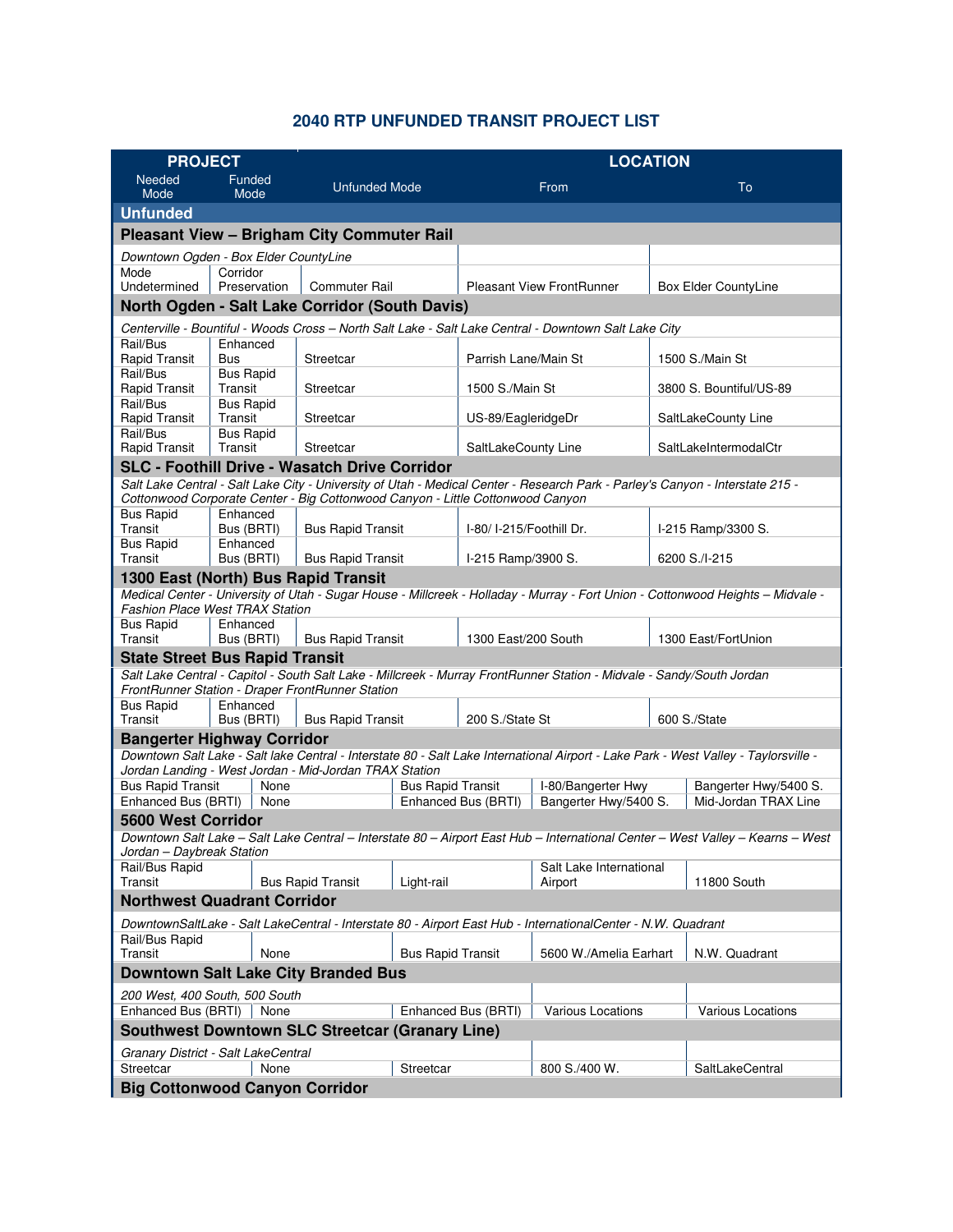# 2040 RTP UNFUNDED TRANSIT PROJECT LIST

| PROJECT | | | LOCATION | |
|---|---|---|---|---|
| Needed Mode | Funded Mode | Unfunded Mode | From | To |
| **Unfunded** | | | | |
| **Pleasant View – Brigham City Commuter Rail** | | | | |
| *Downtown Ogden - Box Elder CountyLine* | | | | |
| Mode Undetermined | Corridor Preservation | Commuter Rail | Pleasant View FrontRunner | Box Elder CountyLine |
| **North Ogden - Salt Lake Corridor (South Davis)** | | | | |
| *Centerville - Bountiful - Woods Cross – North Salt Lake - Salt Lake Central - Downtown Salt Lake City* | | | | |
| Rail/Bus Rapid Transit | Enhanced Bus | Streetcar | Parrish Lane/Main St | 1500 S./Main St |
| Rail/Bus Rapid Transit | Bus Rapid Transit | Streetcar | 1500 S./Main St | 3800 S. Bountiful/US-89 |
| Rail/Bus Rapid Transit | Bus Rapid Transit | Streetcar | US-89/EagleridgeDr | SaltLakeCounty Line |
| Rail/Bus Rapid Transit | Bus Rapid Transit | Streetcar | SaltLakeCounty Line | SaltLakeIntermodalCtr |
| **SLC - Foothill Drive - Wasatch Drive Corridor** | | | | |
| *Salt Lake Central - Salt Lake City - University of Utah - Medical Center - Research Park - Parley's Canyon - Interstate 215 - Cottonwood Corporate Center - Big Cottonwood Canyon - Little Cottonwood Canyon* | | | | |
| Bus Rapid Transit | Enhanced Bus (BRTI) | Bus Rapid Transit | I-80/ I-215/Foothill Dr. | I-215 Ramp/3300 S. |
| Bus Rapid Transit | Enhanced Bus (BRTI) | Bus Rapid Transit | I-215 Ramp/3900 S. | 6200 S./I-215 |
| **1300 East (North) Bus Rapid Transit** | | | | |
| *Medical Center - University of Utah - Sugar House - Millcreek - Holladay - Murray - Fort Union - Cottonwood Heights – Midvale - Fashion Place West TRAX Station* | | | | |
| Bus Rapid Transit | Enhanced Bus (BRTI) | Bus Rapid Transit | 1300 East/200 South | 1300 East/FortUnion |
| **State Street Bus Rapid Transit** | | | | |
| *Salt Lake Central - Capitol - South Salt Lake - Millcreek - Murray FrontRunner Station - Midvale - Sandy/South Jordan FrontRunner Station - Draper FrontRunner Station* | | | | |
| Bus Rapid Transit | Enhanced Bus (BRTI) | Bus Rapid Transit | 200 S./State St | 600 S./State |
| **Bangerter Highway Corridor** | | | | |
| *Downtown Salt Lake - Salt lake Central - Interstate 80 - Salt Lake International Airport - Lake Park - West Valley - Taylorsville - Jordan Landing - West Jordan - Mid-Jordan TRAX Station* | | | | |
| Bus Rapid Transit | None | Bus Rapid Transit | I-80/Bangerter Hwy | Bangerter Hwy/5400 S. |
| Enhanced Bus (BRTI) | None | Enhanced Bus (BRTI) | Bangerter Hwy/5400 S. | Mid-Jordan TRAX Line |
| **5600 West Corridor** | | | | |
| *Downtown Salt Lake – Salt Lake Central – Interstate 80 – Airport East Hub – International Center – West Valley – Kearns – West Jordan – Daybreak Station* | | | | |
| Rail/Bus Rapid Transit | Bus Rapid Transit | Light-rail | Salt Lake International Airport | 11800 South |
| **Northwest Quadrant Corridor** | | | | |
| *DowntownSaltLake - Salt LakeCentral - Interstate 80 - Airport East Hub - InternationalCenter - N.W. Quadrant* | | | | |
| Rail/Bus Rapid Transit | None | Bus Rapid Transit | 5600 W./Amelia Earhart | N.W. Quadrant |
| **Downtown Salt Lake City Branded Bus** | | | | |
| *200 West, 400 South, 500 South* | | | | |
| Enhanced Bus (BRTI) | None | Enhanced Bus (BRTI) | Various Locations | Various Locations |
| **Southwest Downtown SLC Streetcar (Granary Line)** | | | | |
| *Granary District - Salt LakeCentral* | | | | |
| Streetcar | None | Streetcar | 800 S./400 W. | SaltLakeCentral |
| **Big Cottonwood Canyon Corridor** | | | | |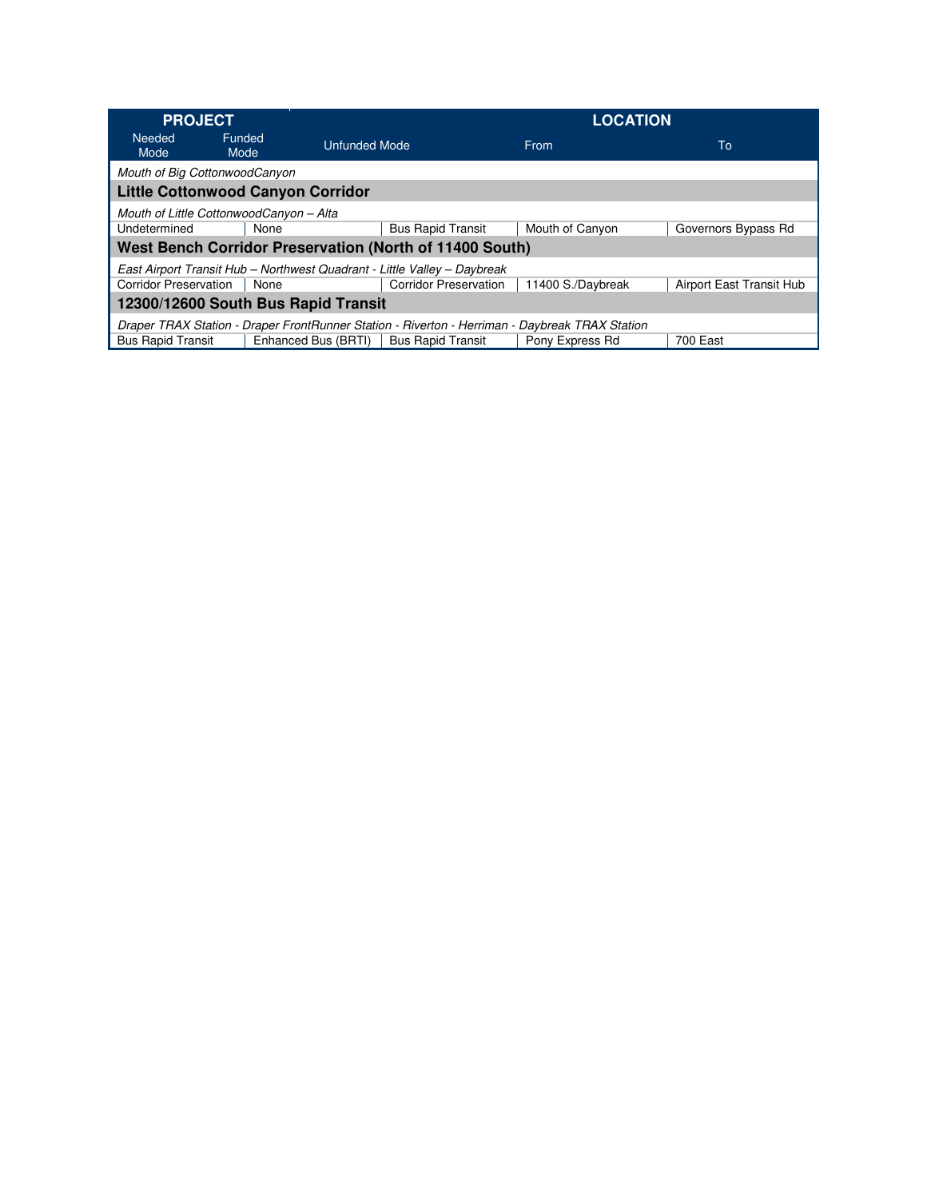| PROJECT | | | LOCATION | |
|---|---|---|---|---|
| Needed Mode | Funded Mode | Unfunded Mode | From | To |
| *Mouth of Big CottonwoodCanyon* | | | | |
| **Little Cottonwood Canyon Corridor** | | | | |
| *Mouth of Little CottonwoodCanyon – Alta* | | | | |
| Undetermined | None | Bus Rapid Transit | Mouth of Canyon | Governors Bypass Rd |
| **West Bench Corridor Preservation (North of 11400 South)** | | | | |
| *East Airport Transit Hub – Northwest Quadrant - Little Valley – Daybreak* | | | | |
| Corridor Preservation | None | Corridor Preservation | 11400 S./Daybreak | Airport East Transit Hub |
| **12300/12600 South Bus Rapid Transit** | | | | |
| *Draper TRAX Station - Draper FrontRunner Station - Riverton - Herriman - Daybreak TRAX Station* | | | | |
| Bus Rapid Transit | Enhanced Bus (BRTI) | Bus Rapid Transit | Pony Express Rd | 700 East |